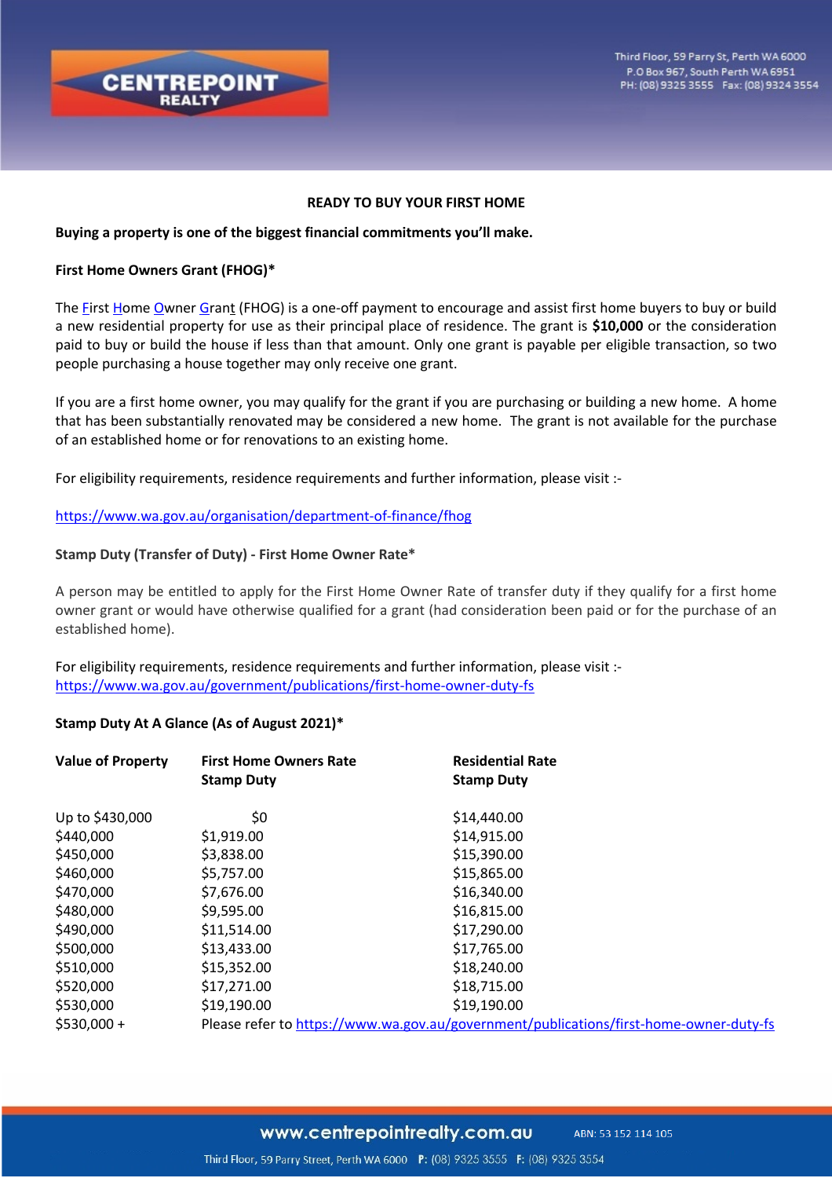**READY TO BUY YOUR FIRST HOME**

**Buying a property is one of the biggest financial commitments you'll make.**

**First Home Owners Grant (FHOG)***

The First Home Owner Grant (FHOG) is a one-off payment to encourage and assist first home buyers to buy or build a new residential property for use as their principal place of residence. The grant is **$10,000** or the consideration paid to buy or build the house if less than that amount. Only one grant is payable per eligible transaction, so two people purchasing a house together may only receive one grant.

If you are a first home owner, you may qualify for the grant if you are purchasing or building a new home. A home that has been substantially renovated may be considered a new home. The grant is not available for the purchase of an established home or for renovations to an existing home.

For eligibility requirements, residence requirements and further information, please visit :-

https://www.wa.gov.au/organisation/department-of-finance/fhog

**Stamp Duty (Transfer of Duty) - First Home Owner Rate***

A person may be entitled to apply for the First Home Owner Rate of transfer duty if they qualify for a first home owner grant or would have otherwise qualified for a grant (had consideration been paid or for the purchase of an established home).

For eligibility requirements, residence requirements and further information, please visit :-
https://www.wa.gov.au/government/publications/first-home-owner-duty-fs

**Stamp Duty At A Glance (As of August 2021)***

| Value of Property | First Home Owners Rate Stamp Duty | Residential Rate Stamp Duty |
|---|---|---|
| Up to $430,000 | $0 | $14,440.00 |
| $440,000 | $1,919.00 | $14,915.00 |
| $450,000 | $3,838.00 | $15,390.00 |
| $460,000 | $5,757.00 | $15,865.00 |
| $470,000 | $7,676.00 | $16,340.00 |
| $480,000 | $9,595.00 | $16,815.00 |
| $490,000 | $11,514.00 | $17,290.00 |
| $500,000 | $13,433.00 | $17,765.00 |
| $510,000 | $15,352.00 | $18,240.00 |
| $520,000 | $17,271.00 | $18,715.00 |
| $530,000 | $19,190.00 | $19,190.00 |
| $530,000 + | Please refer to https://www.wa.gov.au/government/publications/first-home-owner-duty-fs | |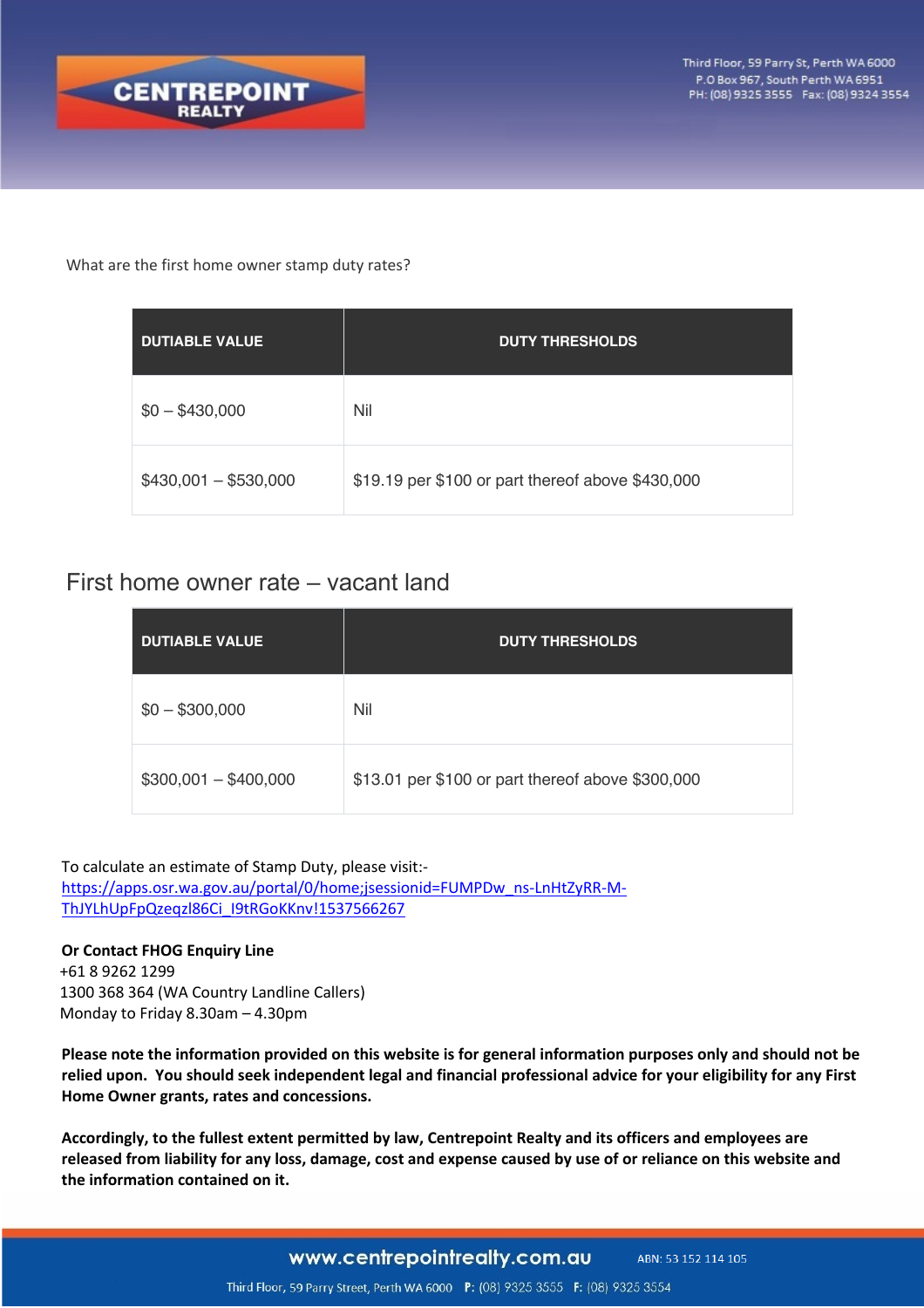What are the first home owner stamp duty rates?

| DUTIABLE VALUE | DUTY THRESHOLDS |
| --- | --- |
| $0 – $430,000 | Nil |
| $430,001 – $530,000 | $19.19 per $100 or part thereof above $430,000 |

## First home owner rate – vacant land

| DUTIABLE VALUE | DUTY THRESHOLDS |
| --- | --- |
| $0 – $300,000 | Nil |
| $300,001 – $400,000 | $13.01 per $100 or part thereof above $300,000 |

To calculate an estimate of Stamp Duty, please visit:-
https://apps.osr.wa.gov.au/portal/0/home;jsessionid=FUMPDw_ns-LnHtZyRR-M-ThJYLhUpFpQzeqzl86Ci_l9tRGoKKnv!1537566267

**Or Contact FHOG Enquiry Line**
+61 8 9262 1299
1300 368 364 (WA Country Landline Callers)
Monday to Friday 8.30am – 4.30pm

**Please note the information provided on this website is for general information purposes only and should not be relied upon. You should seek independent legal and financial professional advice for your eligibility for any First Home Owner grants, rates and concessions.**

**Accordingly, to the fullest extent permitted by law, Centrepoint Realty and its officers and employees are released from liability for any loss, damage, cost and expense caused by use of or reliance on this website and the information contained on it.**